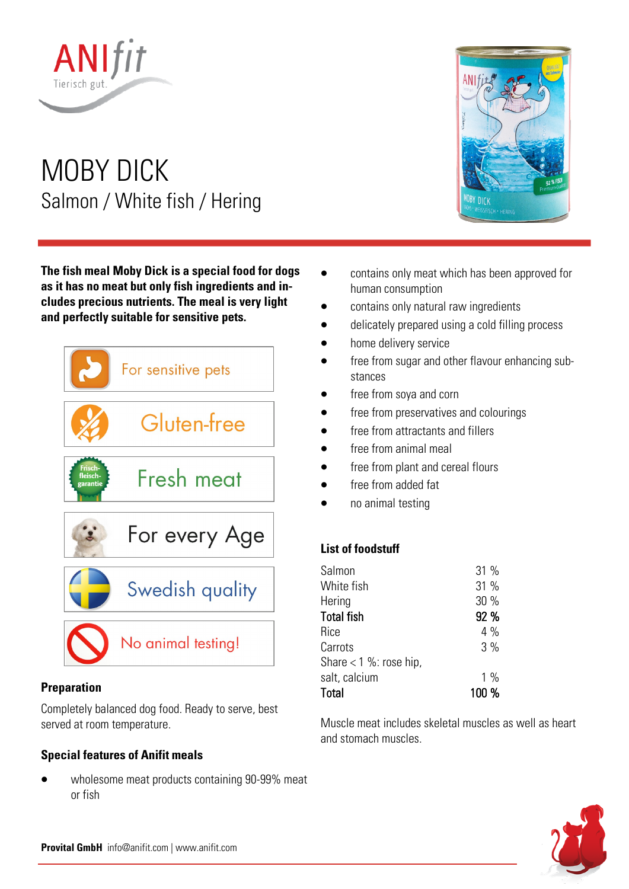ANIfit
Tierisch gut.

# MOBY DICK

## Salmon / White fish / Hering

**The fish meal Moby Dick is a special food for dogs as it has no meat but only fish ingredients and includes precious nutrients. The meal is very light and perfectly suitable for sensitive pets.**

- For sensitive pets
- Gluten-free
- Fresh meat
- For every Age
- Swedish quality
- No animal testing!

### Preparation

Completely balanced dog food. Ready to serve, best served at room temperature.

### Special features of Anifit meals

- wholesome meat products containing 90-99% meat or fish
- contains only meat which has been approved for human consumption
- contains only natural raw ingredients
- delicately prepared using a cold filling process
- home delivery service
- free from sugar and other flavour enhancing substances
- free from soya and corn
- free from preservatives and colourings
- free from attractants and fillers
- free from animal meal
- free from plant and cereal flours
- free from added fat
- no animal testing

### List of foodstuff

| | |
|---|---|
| Salmon | 31 % |
| White fish | 31 % |
| Hering | 30 % |
| **Total fish** | **92 %** |
| Rice | 4 % |
| Carrots | 3 % |
| Share < 1 %: rose hip, salt, calcium | 1 % |
| **Total** | **100 %** |

Muscle meat includes skeletal muscles as well as heart and stomach muscles.

**Provital GmbH** info@anifit.com | www.anifit.com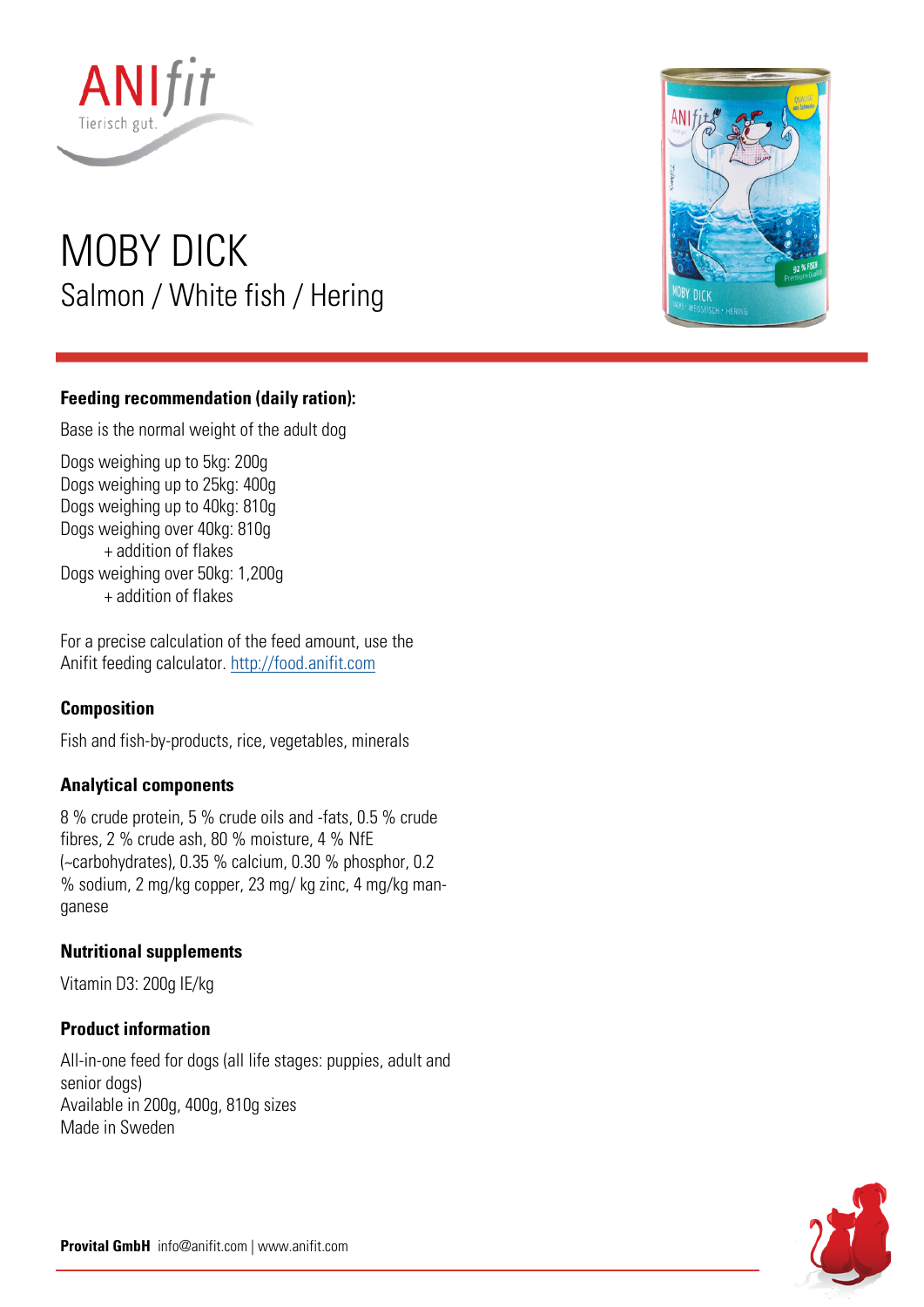ANIfit
Tierisch gut.

# MOBY DICK

## Salmon / White fish / Hering

**Feeding recommendation (daily ration):**

Base is the normal weight of the adult dog

Dogs weighing up to 5kg: 200g
Dogs weighing up to 25kg: 400g
Dogs weighing up to 40kg: 810g
Dogs weighing over 40kg: 810g
+ addition of flakes
Dogs weighing over 50kg: 1,200g
+ addition of flakes

For a precise calculation of the feed amount, use the Anifit feeding calculator. http://food.anifit.com

### Composition

Fish and fish-by-products, rice, vegetables, minerals

### Analytical components

8 % crude protein, 5 % crude oils and -fats, 0.5 % crude fibres, 2 % crude ash, 80 % moisture, 4 % NfE (~carbohydrates), 0.35 % calcium, 0.30 % phosphor, 0.2 % sodium, 2 mg/kg copper, 23 mg/ kg zinc, 4 mg/kg manganese

### Nutritional supplements

Vitamin D3: 200g IE/kg

### Product information

All-in-one feed for dogs (all life stages: puppies, adult and senior dogs)
Available in 200g, 400g, 810g sizes
Made in Sweden

**Provital GmbH** info@anifit.com | www.anifit.com